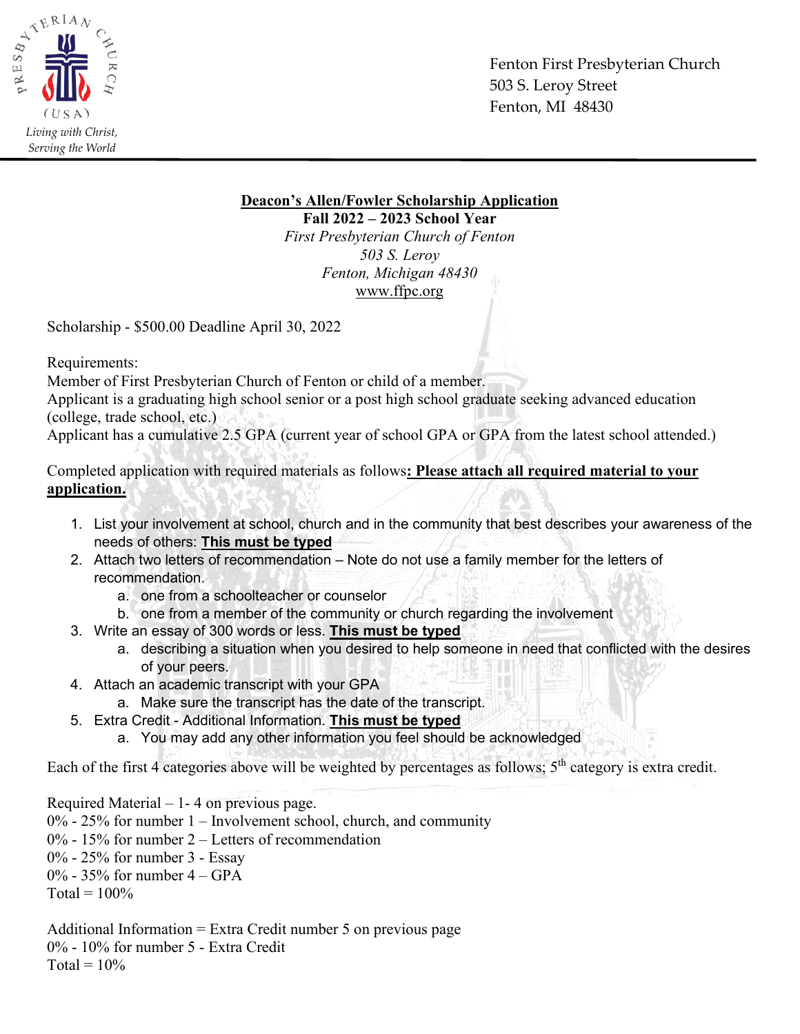PRESBYTERIAN CHURCH (USA)
*Living with Christ, Serving the World*

Fenton First Presbyterian Church
503 S. Leroy Street
Fenton, MI 48430

## Deacon's Allen/Fowler Scholarship Application

**Fall 2022 – 2023 School Year**
*First Presbyterian Church of Fenton*
*503 S. Leroy*
*Fenton, Michigan 48430*
www.ffpc.org

Scholarship - $500.00 Deadline April 30, 2022

Requirements:
Member of First Presbyterian Church of Fenton or child of a member.
Applicant is a graduating high school senior or a post high school graduate seeking advanced education (college, trade school, etc.)
Applicant has a cumulative 2.5 GPA (current year of school GPA or GPA from the latest school attended.)

Completed application with required materials as follows**: Please attach all required material to your application.**

1. List your involvement at school, church and in the community that best describes your awareness of the needs of others: **This must be typed**
2. Attach two letters of recommendation – Note do not use a family member for the letters of recommendation.
   a. one from a schoolteacher or counselor
   b. one from a member of the community or church regarding the involvement
3. Write an essay of 300 words or less. **This must be typed**
   a. describing a situation when you desired to help someone in need that conflicted with the desires of your peers.
4. Attach an academic transcript with your GPA
   a. Make sure the transcript has the date of the transcript.
5. Extra Credit - Additional Information. **This must be typed**
   a. You may add any other information you feel should be acknowledged

Each of the first 4 categories above will be weighted by percentages as follows; 5th category is extra credit.

Required Material – 1- 4 on previous page.
0% - 25% for number 1 – Involvement school, church, and community
0% - 15% for number 2 – Letters of recommendation
0% - 25% for number 3 - Essay
0% - 35% for number 4 – GPA
Total = 100%

Additional Information = Extra Credit number 5 on previous page
0% - 10% for number 5 - Extra Credit
Total = 10%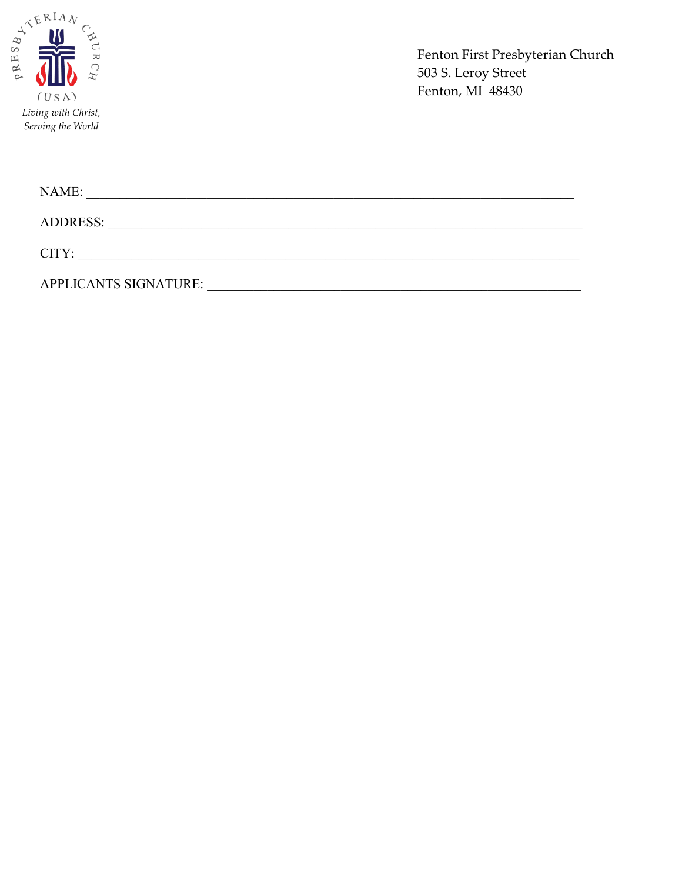PRESBYTERIAN CHURCH (USA)

*Living with Christ,*
*Serving the World*

Fenton First Presbyterian Church
503 S. Leroy Street
Fenton, MI 48430

NAME: \_\_\_\_\_\_\_\_\_\_\_\_\_\_\_\_\_\_\_\_\_\_\_\_\_\_\_\_\_\_\_\_\_\_\_\_\_\_\_\_\_\_\_\_\_\_\_\_\_\_\_\_\_\_\_\_\_\_\_\_\_\_\_\_\_\_\_\_\_\_\_\_

ADDRESS: \_\_\_\_\_\_\_\_\_\_\_\_\_\_\_\_\_\_\_\_\_\_\_\_\_\_\_\_\_\_\_\_\_\_\_\_\_\_\_\_\_\_\_\_\_\_\_\_\_\_\_\_\_\_\_\_\_\_\_\_\_\_\_\_\_\_\_\_\_\_

CITY: \_\_\_\_\_\_\_\_\_\_\_\_\_\_\_\_\_\_\_\_\_\_\_\_\_\_\_\_\_\_\_\_\_\_\_\_\_\_\_\_\_\_\_\_\_\_\_\_\_\_\_\_\_\_\_\_\_\_\_\_\_\_\_\_\_\_\_\_\_\_\_\_\_

APPLICANTS SIGNATURE: \_\_\_\_\_\_\_\_\_\_\_\_\_\_\_\_\_\_\_\_\_\_\_\_\_\_\_\_\_\_\_\_\_\_\_\_\_\_\_\_\_\_\_\_\_\_\_\_\_\_\_\_\_\_\_\_